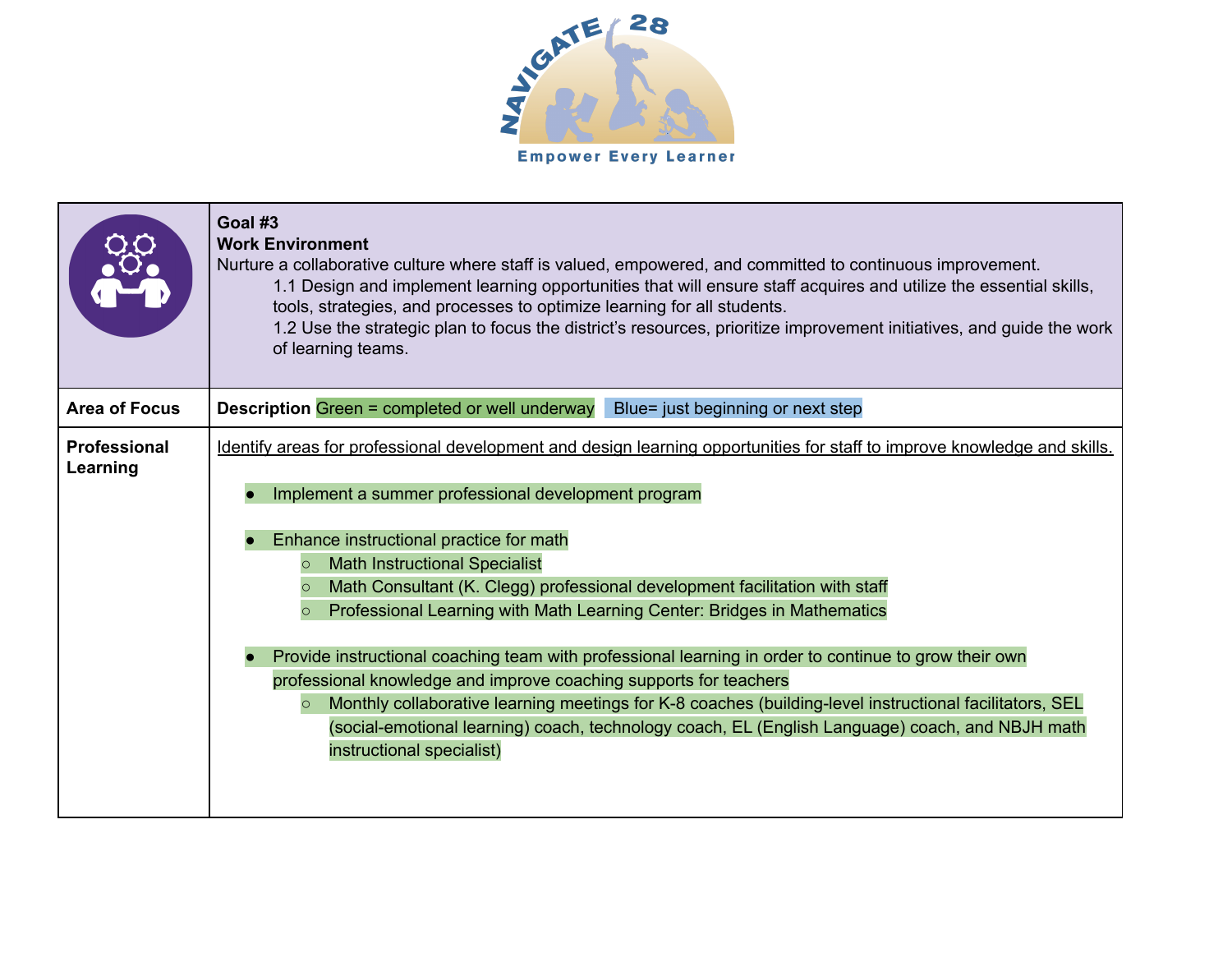NAVIGATE 28

Empower Every Learner

| | **Goal #3**<br>**Work Environment**<br>Nurture a collaborative culture where staff is valued, empowered, and committed to continuous improvement.<br>1.1 Design and implement learning opportunities that will ensure staff acquires and utilize the essential skills, tools, strategies, and processes to optimize learning for all students.<br>1.2 Use the strategic plan to focus the district's resources, prioritize improvement initiatives, and guide the work of learning teams. |
|---|---|
| **Area of Focus** | **Description** Green = completed or well underway Blue= just beginning or next step |
| **Professional Learning** | Identify areas for professional development and design learning opportunities for staff to improve knowledge and skills.<br><br>• Implement a summer professional development program<br><br>• Enhance instructional practice for math<br>&nbsp;&nbsp;&nbsp;&nbsp;○ Math Instructional Specialist<br>&nbsp;&nbsp;&nbsp;&nbsp;○ Math Consultant (K. Clegg) professional development facilitation with staff<br>&nbsp;&nbsp;&nbsp;&nbsp;○ Professional Learning with Math Learning Center: Bridges in Mathematics<br><br>• Provide instructional coaching team with professional learning in order to continue to grow their own professional knowledge and improve coaching supports for teachers<br>&nbsp;&nbsp;&nbsp;&nbsp;○ Monthly collaborative learning meetings for K-8 coaches (building-level instructional facilitators, SEL (social-emotional learning) coach, technology coach, EL (English Language) coach, and NBJH math instructional specialist) |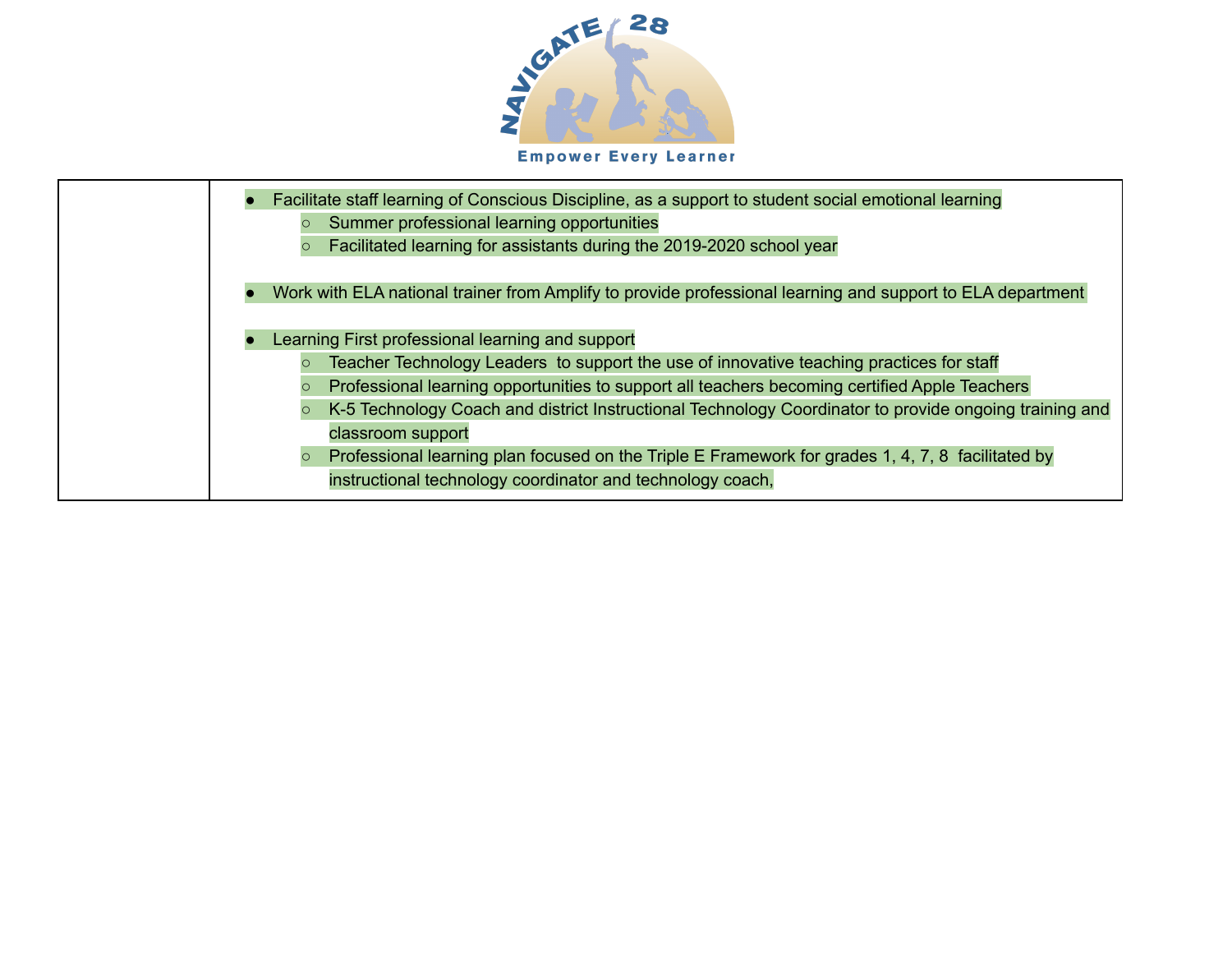| | |
|---|---|
| | • Facilitate staff learning of Conscious Discipline, as a support to student social emotional learning<br>  ◦ Summer professional learning opportunities<br>  ◦ Facilitated learning for assistants during the 2019-2020 school year<br><br>• Work with ELA national trainer from Amplify to provide professional learning and support to ELA department<br><br>• Learning First professional learning and support<br>  ◦ Teacher Technology Leaders to support the use of innovative teaching practices for staff<br>  ◦ Professional learning opportunities to support all teachers becoming certified Apple Teachers<br>  ◦ K-5 Technology Coach and district Instructional Technology Coordinator to provide ongoing training and classroom support<br>  ◦ Professional learning plan focused on the Triple E Framework for grades 1, 4, 7, 8 facilitated by instructional technology coordinator and technology coach, |